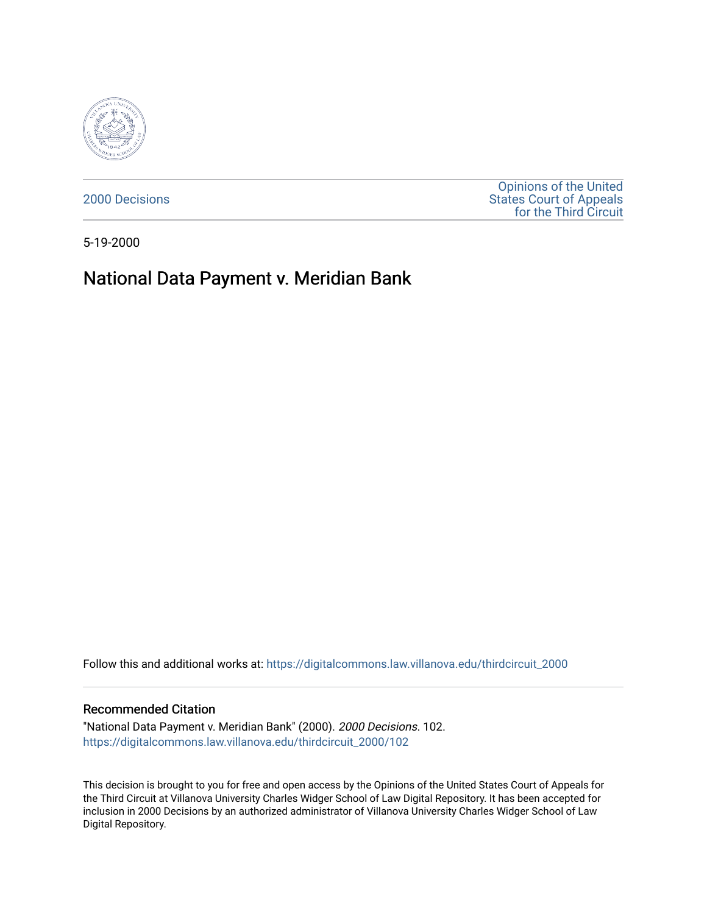2000 Decisions

Opinions of the United States Court of Appeals for the Third Circuit

5-19-2000

# National Data Payment v. Meridian Bank

Follow this and additional works at: https://digitalcommons.law.villanova.edu/thirdcircuit_2000

## Recommended Citation

"National Data Payment v. Meridian Bank" (2000). *2000 Decisions*. 102.
https://digitalcommons.law.villanova.edu/thirdcircuit_2000/102

This decision is brought to you for free and open access by the Opinions of the United States Court of Appeals for the Third Circuit at Villanova University Charles Widger School of Law Digital Repository. It has been accepted for inclusion in 2000 Decisions by an authorized administrator of Villanova University Charles Widger School of Law Digital Repository.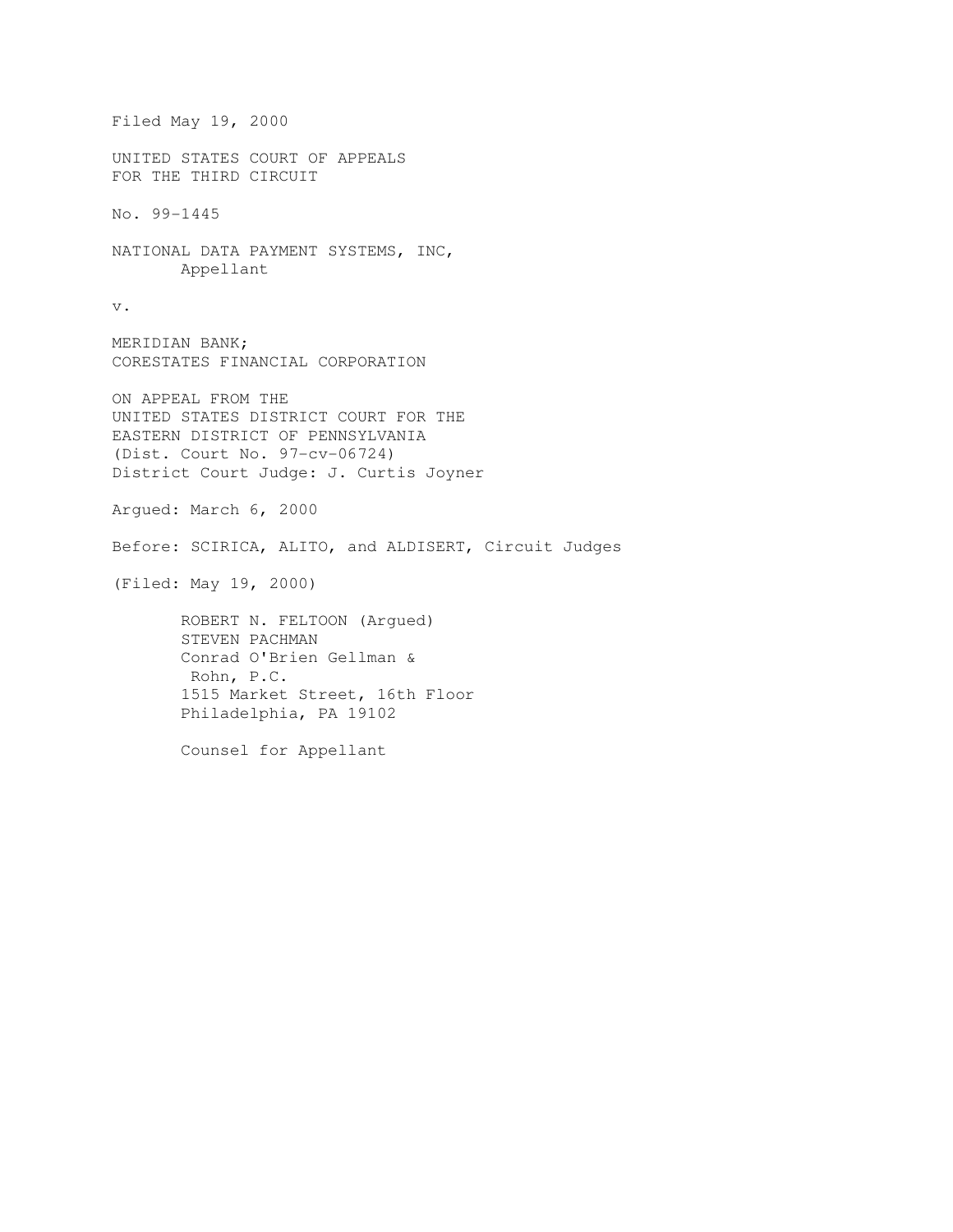Filed May 19, 2000

UNITED STATES COURT OF APPEALS
FOR THE THIRD CIRCUIT

No. 99-1445

NATIONAL DATA PAYMENT SYSTEMS, INC,
Appellant

v.

MERIDIAN BANK;
CORESTATES FINANCIAL CORPORATION

ON APPEAL FROM THE
UNITED STATES DISTRICT COURT FOR THE
EASTERN DISTRICT OF PENNSYLVANIA
(Dist. Court No. 97-cv-06724)
District Court Judge: J. Curtis Joyner

Argued: March 6, 2000

Before: SCIRICA, ALITO, and ALDISERT, Circuit Judges

(Filed: May 19, 2000)

ROBERT N. FELTOON (Argued)
STEVEN PACHMAN
Conrad O'Brien Gellman &
Rohn, P.C.
1515 Market Street, 16th Floor
Philadelphia, PA 19102

Counsel for Appellant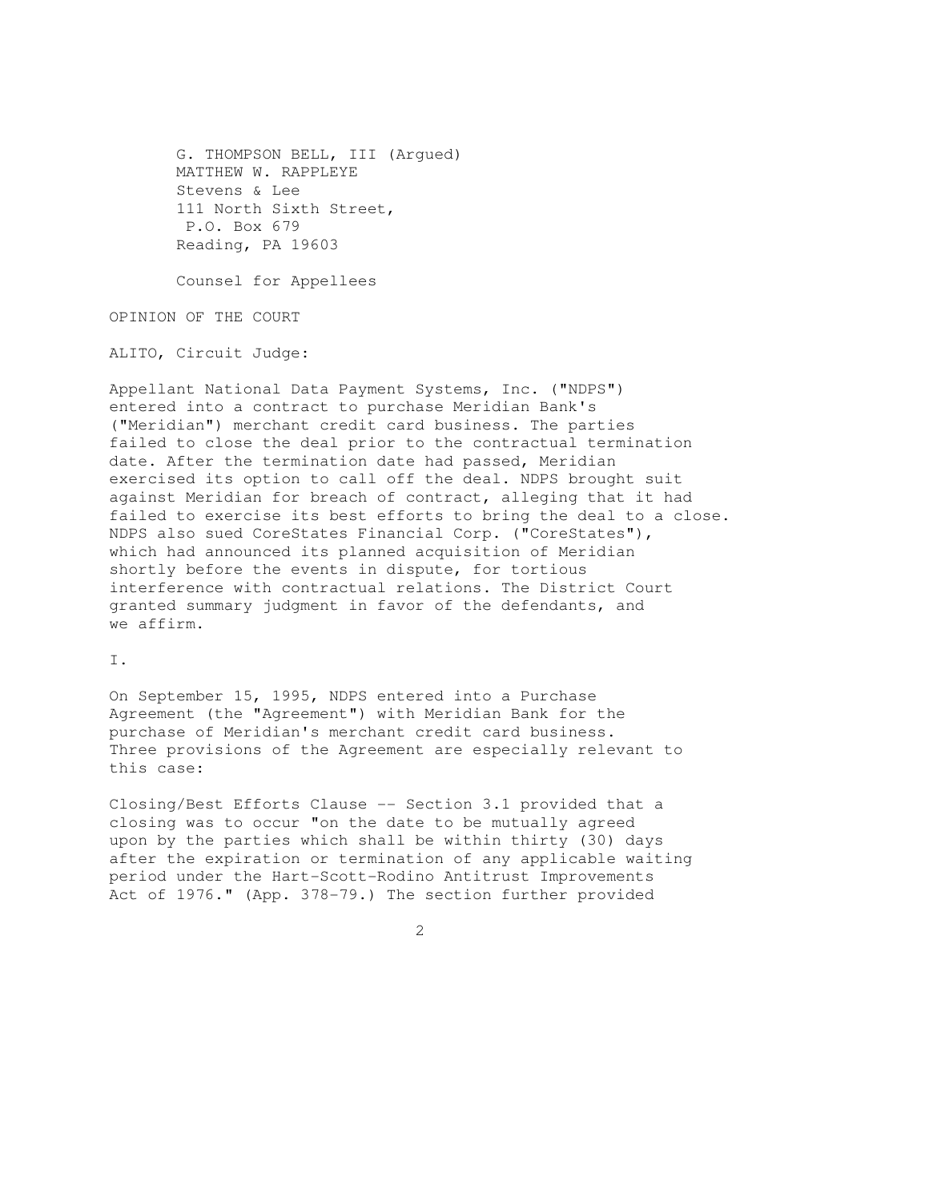G. THOMPSON BELL, III (Argued)
MATTHEW W. RAPPLEYE
Stevens & Lee
111 North Sixth Street,
P.O. Box 679
Reading, PA 19603

Counsel for Appellees

OPINION OF THE COURT

ALITO, Circuit Judge:

Appellant National Data Payment Systems, Inc. ("NDPS") entered into a contract to purchase Meridian Bank's ("Meridian") merchant credit card business. The parties failed to close the deal prior to the contractual termination date. After the termination date had passed, Meridian exercised its option to call off the deal. NDPS brought suit against Meridian for breach of contract, alleging that it had failed to exercise its best efforts to bring the deal to a close. NDPS also sued CoreStates Financial Corp. ("CoreStates"), which had announced its planned acquisition of Meridian shortly before the events in dispute, for tortious interference with contractual relations. The District Court granted summary judgment in favor of the defendants, and we affirm.

I.

On September 15, 1995, NDPS entered into a Purchase Agreement (the "Agreement") with Meridian Bank for the purchase of Meridian's merchant credit card business. Three provisions of the Agreement are especially relevant to this case:

Closing/Best Efforts Clause -- Section 3.1 provided that a closing was to occur "on the date to be mutually agreed upon by the parties which shall be within thirty (30) days after the expiration or termination of any applicable waiting period under the Hart-Scott-Rodino Antitrust Improvements Act of 1976." (App. 378-79.) The section further provided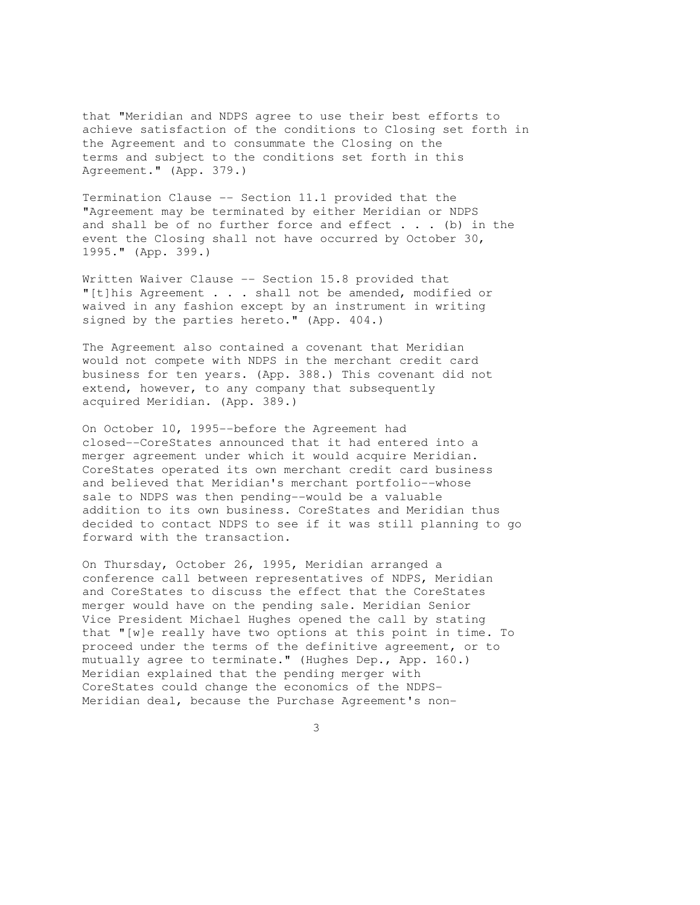that "Meridian and NDPS agree to use their best efforts to achieve satisfaction of the conditions to Closing set forth in the Agreement and to consummate the Closing on the terms and subject to the conditions set forth in this Agreement." (App. 379.)

Termination Clause -- Section 11.1 provided that the "Agreement may be terminated by either Meridian or NDPS and shall be of no further force and effect . . . (b) in the event the Closing shall not have occurred by October 30, 1995." (App. 399.)

Written Waiver Clause -- Section 15.8 provided that "[t]his Agreement . . . shall not be amended, modified or waived in any fashion except by an instrument in writing signed by the parties hereto." (App. 404.)

The Agreement also contained a covenant that Meridian would not compete with NDPS in the merchant credit card business for ten years. (App. 388.) This covenant did not extend, however, to any company that subsequently acquired Meridian. (App. 389.)

On October 10, 1995--before the Agreement had closed--CoreStates announced that it had entered into a merger agreement under which it would acquire Meridian. CoreStates operated its own merchant credit card business and believed that Meridian's merchant portfolio--whose sale to NDPS was then pending--would be a valuable addition to its own business. CoreStates and Meridian thus decided to contact NDPS to see if it was still planning to go forward with the transaction.

On Thursday, October 26, 1995, Meridian arranged a conference call between representatives of NDPS, Meridian and CoreStates to discuss the effect that the CoreStates merger would have on the pending sale. Meridian Senior Vice President Michael Hughes opened the call by stating that "[w]e really have two options at this point in time. To proceed under the terms of the definitive agreement, or to mutually agree to terminate." (Hughes Dep., App. 160.) Meridian explained that the pending merger with CoreStates could change the economics of the NDPS-Meridian deal, because the Purchase Agreement's non-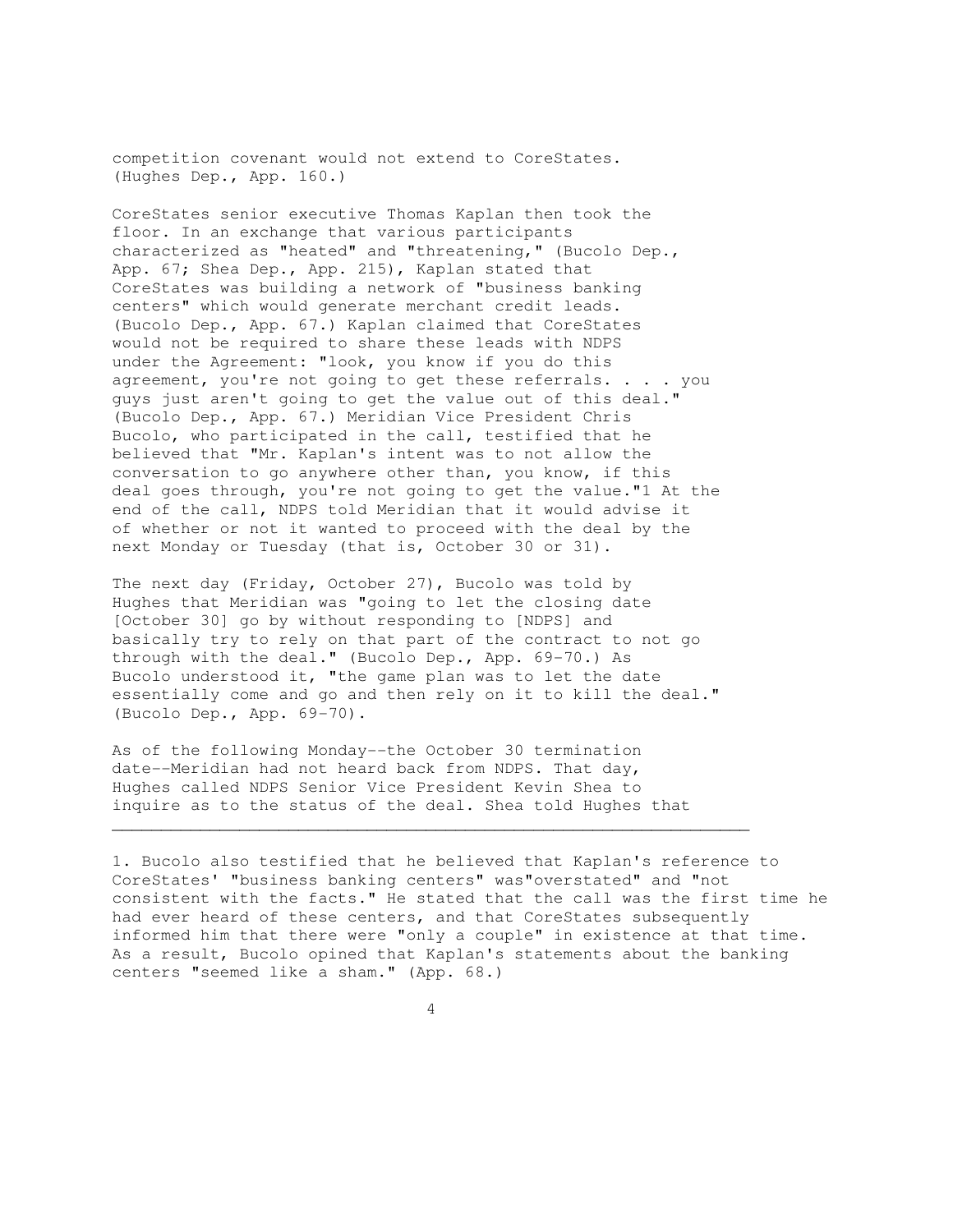competition covenant would not extend to CoreStates. (Hughes Dep., App. 160.)

CoreStates senior executive Thomas Kaplan then took the floor. In an exchange that various participants characterized as "heated" and "threatening," (Bucolo Dep., App. 67; Shea Dep., App. 215), Kaplan stated that CoreStates was building a network of "business banking centers" which would generate merchant credit leads. (Bucolo Dep., App. 67.) Kaplan claimed that CoreStates would not be required to share these leads with NDPS under the Agreement: "look, you know if you do this agreement, you're not going to get these referrals. . . . you guys just aren't going to get the value out of this deal." (Bucolo Dep., App. 67.) Meridian Vice President Chris Bucolo, who participated in the call, testified that he believed that "Mr. Kaplan's intent was to not allow the conversation to go anywhere other than, you know, if this deal goes through, you're not going to get the value."[1] At the end of the call, NDPS told Meridian that it would advise it of whether or not it wanted to proceed with the deal by the next Monday or Tuesday (that is, October 30 or 31).

The next day (Friday, October 27), Bucolo was told by Hughes that Meridian was "going to let the closing date [October 30] go by without responding to [NDPS] and basically try to rely on that part of the contract to not go through with the deal." (Bucolo Dep., App. 69-70.) As Bucolo understood it, "the game plan was to let the date essentially come and go and then rely on it to kill the deal." (Bucolo Dep., App. 69-70).

As of the following Monday--the October 30 termination date--Meridian had not heard back from NDPS. That day, Hughes called NDPS Senior Vice President Kevin Shea to inquire as to the status of the deal. Shea told Hughes that

---

1. Bucolo also testified that he believed that Kaplan's reference to CoreStates' "business banking centers" was"overstated" and "not consistent with the facts." He stated that the call was the first time he had ever heard of these centers, and that CoreStates subsequently informed him that there were "only a couple" in existence at that time. As a result, Bucolo opined that Kaplan's statements about the banking centers "seemed like a sham." (App. 68.)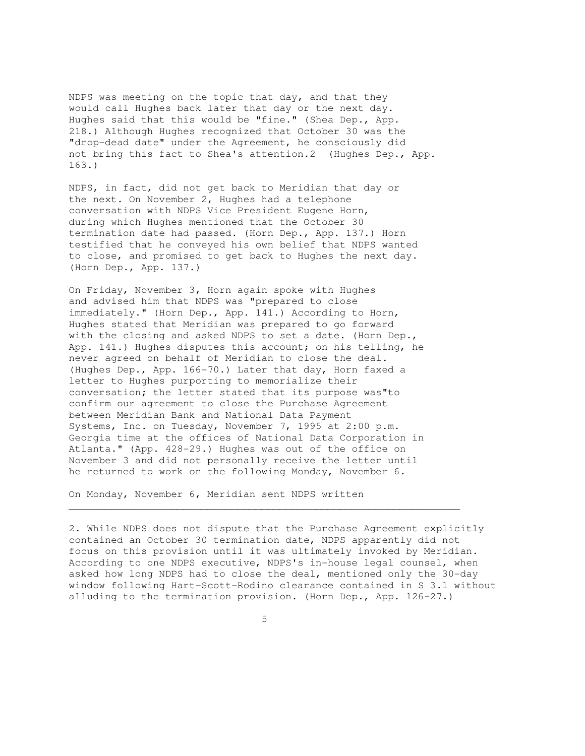NDPS was meeting on the topic that day, and that they would call Hughes back later that day or the next day. Hughes said that this would be "fine." (Shea Dep., App. 218.) Although Hughes recognized that October 30 was the "drop-dead date" under the Agreement, he consciously did not bring this fact to Shea's attention.[2] (Hughes Dep., App. 163.)

NDPS, in fact, did not get back to Meridian that day or the next. On November 2, Hughes had a telephone conversation with NDPS Vice President Eugene Horn, during which Hughes mentioned that the October 30 termination date had passed. (Horn Dep., App. 137.) Horn testified that he conveyed his own belief that NDPS wanted to close, and promised to get back to Hughes the next day. (Horn Dep., App. 137.)

On Friday, November 3, Horn again spoke with Hughes and advised him that NDPS was "prepared to close immediately." (Horn Dep., App. 141.) According to Horn, Hughes stated that Meridian was prepared to go forward with the closing and asked NDPS to set a date. (Horn Dep., App. 141.) Hughes disputes this account; on his telling, he never agreed on behalf of Meridian to close the deal. (Hughes Dep., App. 166-70.) Later that day, Horn faxed a letter to Hughes purporting to memorialize their conversation; the letter stated that its purpose was"to confirm our agreement to close the Purchase Agreement between Meridian Bank and National Data Payment Systems, Inc. on Tuesday, November 7, 1995 at 2:00 p.m. Georgia time at the offices of National Data Corporation in Atlanta." (App. 428-29.) Hughes was out of the office on November 3 and did not personally receive the letter until he returned to work on the following Monday, November 6.

On Monday, November 6, Meridian sent NDPS written

---

2. While NDPS does not dispute that the Purchase Agreement explicitly contained an October 30 termination date, NDPS apparently did not focus on this provision until it was ultimately invoked by Meridian. According to one NDPS executive, NDPS's in-house legal counsel, when asked how long NDPS had to close the deal, mentioned only the 30-day window following Hart-Scott-Rodino clearance contained in S 3.1 without alluding to the termination provision. (Horn Dep., App. 126-27.)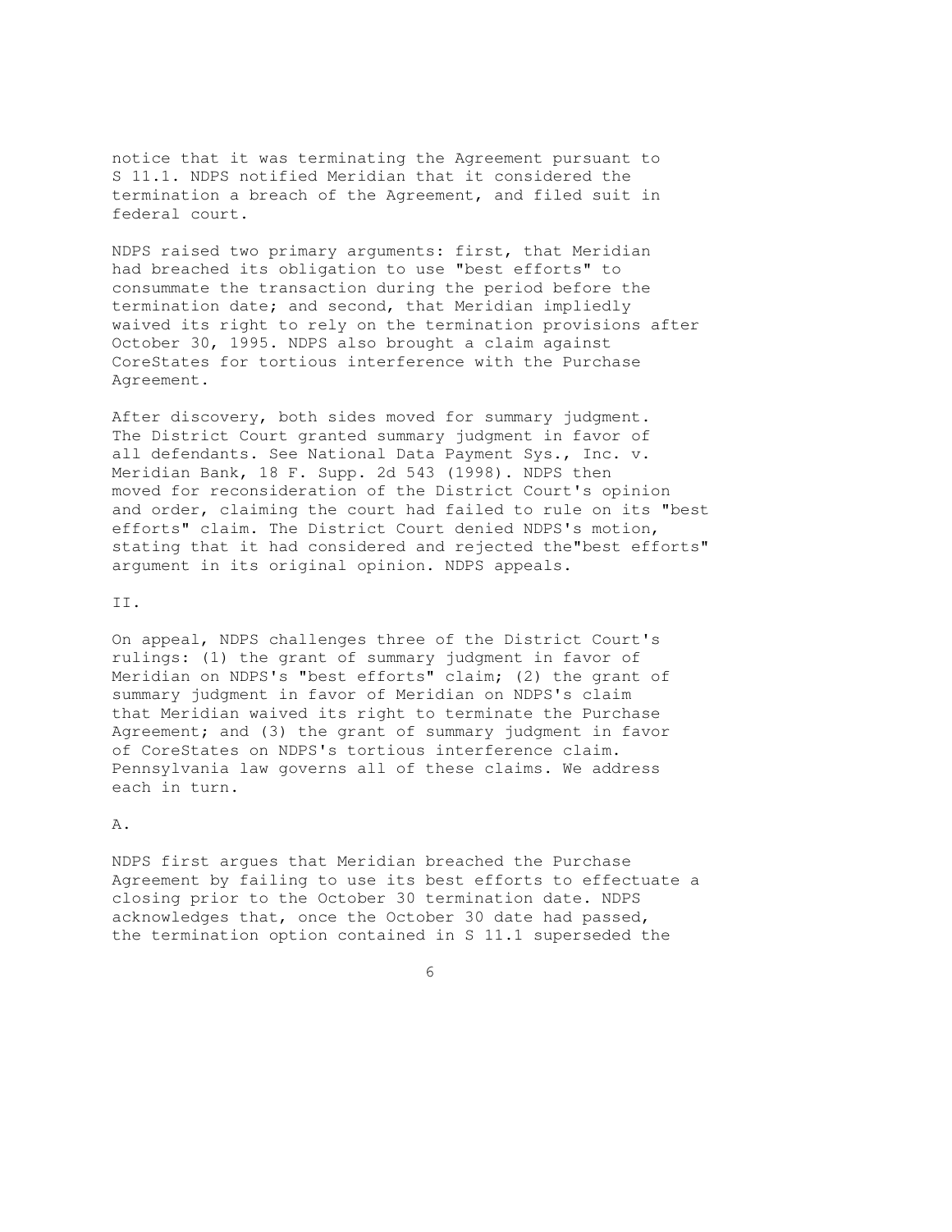notice that it was terminating the Agreement pursuant to S 11.1. NDPS notified Meridian that it considered the termination a breach of the Agreement, and filed suit in federal court.

NDPS raised two primary arguments: first, that Meridian had breached its obligation to use "best efforts" to consummate the transaction during the period before the termination date; and second, that Meridian impliedly waived its right to rely on the termination provisions after October 30, 1995. NDPS also brought a claim against CoreStates for tortious interference with the Purchase Agreement.

After discovery, both sides moved for summary judgment. The District Court granted summary judgment in favor of all defendants. See National Data Payment Sys., Inc. v. Meridian Bank, 18 F. Supp. 2d 543 (1998). NDPS then moved for reconsideration of the District Court's opinion and order, claiming the court had failed to rule on its "best efforts" claim. The District Court denied NDPS's motion, stating that it had considered and rejected the"best efforts" argument in its original opinion. NDPS appeals.

II.

On appeal, NDPS challenges three of the District Court's rulings: (1) the grant of summary judgment in favor of Meridian on NDPS's "best efforts" claim; (2) the grant of summary judgment in favor of Meridian on NDPS's claim that Meridian waived its right to terminate the Purchase Agreement; and (3) the grant of summary judgment in favor of CoreStates on NDPS's tortious interference claim. Pennsylvania law governs all of these claims. We address each in turn.

A.

NDPS first argues that Meridian breached the Purchase Agreement by failing to use its best efforts to effectuate a closing prior to the October 30 termination date. NDPS acknowledges that, once the October 30 date had passed, the termination option contained in S 11.1 superseded the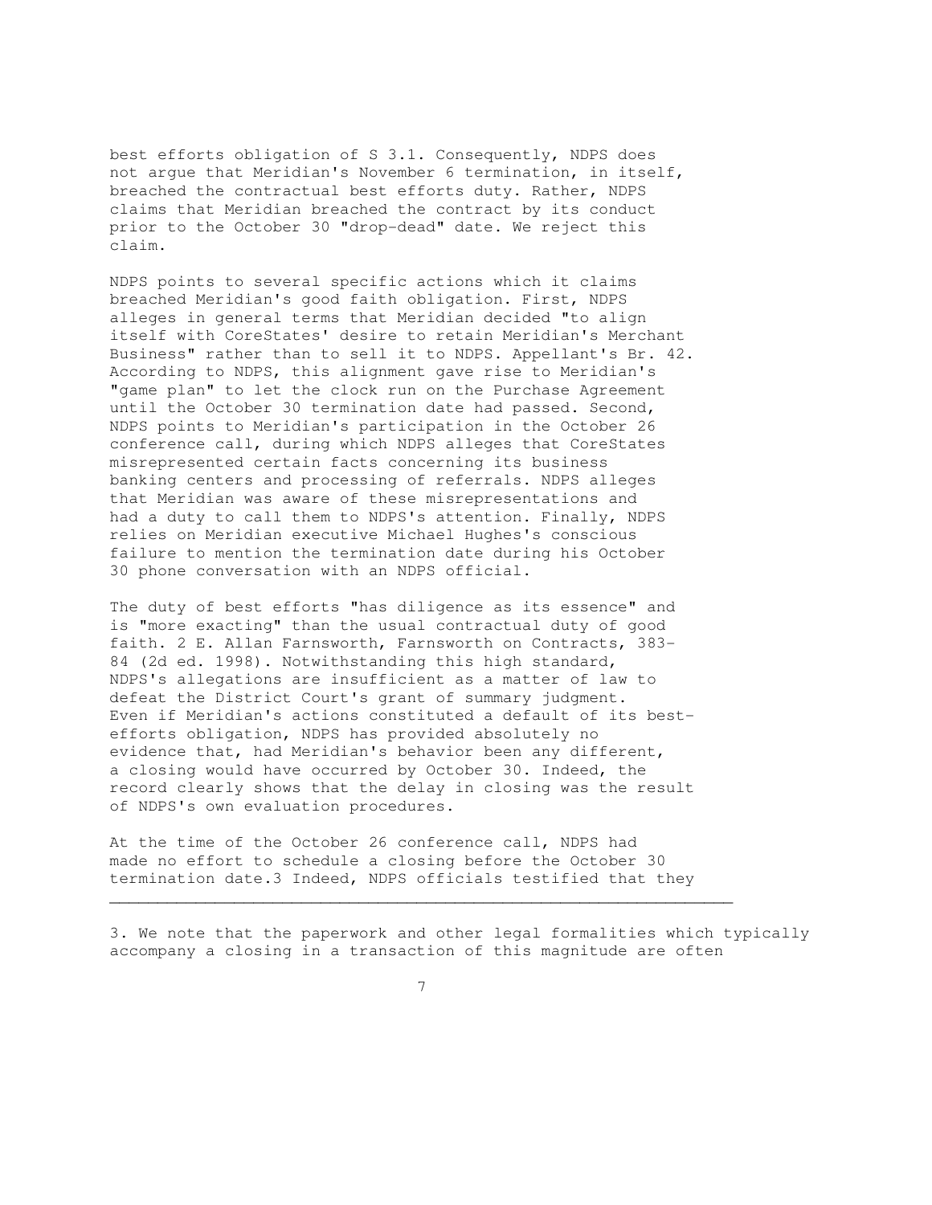best efforts obligation of S 3.1. Consequently, NDPS does not argue that Meridian's November 6 termination, in itself, breached the contractual best efforts duty. Rather, NDPS claims that Meridian breached the contract by its conduct prior to the October 30 "drop-dead" date. We reject this claim.

NDPS points to several specific actions which it claims breached Meridian's good faith obligation. First, NDPS alleges in general terms that Meridian decided "to align itself with CoreStates' desire to retain Meridian's Merchant Business" rather than to sell it to NDPS. Appellant's Br. 42. According to NDPS, this alignment gave rise to Meridian's "game plan" to let the clock run on the Purchase Agreement until the October 30 termination date had passed. Second, NDPS points to Meridian's participation in the October 26 conference call, during which NDPS alleges that CoreStates misrepresented certain facts concerning its business banking centers and processing of referrals. NDPS alleges that Meridian was aware of these misrepresentations and had a duty to call them to NDPS's attention. Finally, NDPS relies on Meridian executive Michael Hughes's conscious failure to mention the termination date during his October 30 phone conversation with an NDPS official.

The duty of best efforts "has diligence as its essence" and is "more exacting" than the usual contractual duty of good faith. 2 E. Allan Farnsworth, Farnsworth on Contracts, 383-84 (2d ed. 1998). Notwithstanding this high standard, NDPS's allegations are insufficient as a matter of law to defeat the District Court's grant of summary judgment. Even if Meridian's actions constituted a default of its best-efforts obligation, NDPS has provided absolutely no evidence that, had Meridian's behavior been any different, a closing would have occurred by October 30. Indeed, the record clearly shows that the delay in closing was the result of NDPS's own evaluation procedures.

At the time of the October 26 conference call, NDPS had made no effort to schedule a closing before the October 30 termination date.[3] Indeed, NDPS officials testified that they

---

3. We note that the paperwork and other legal formalities which typically accompany a closing in a transaction of this magnitude are often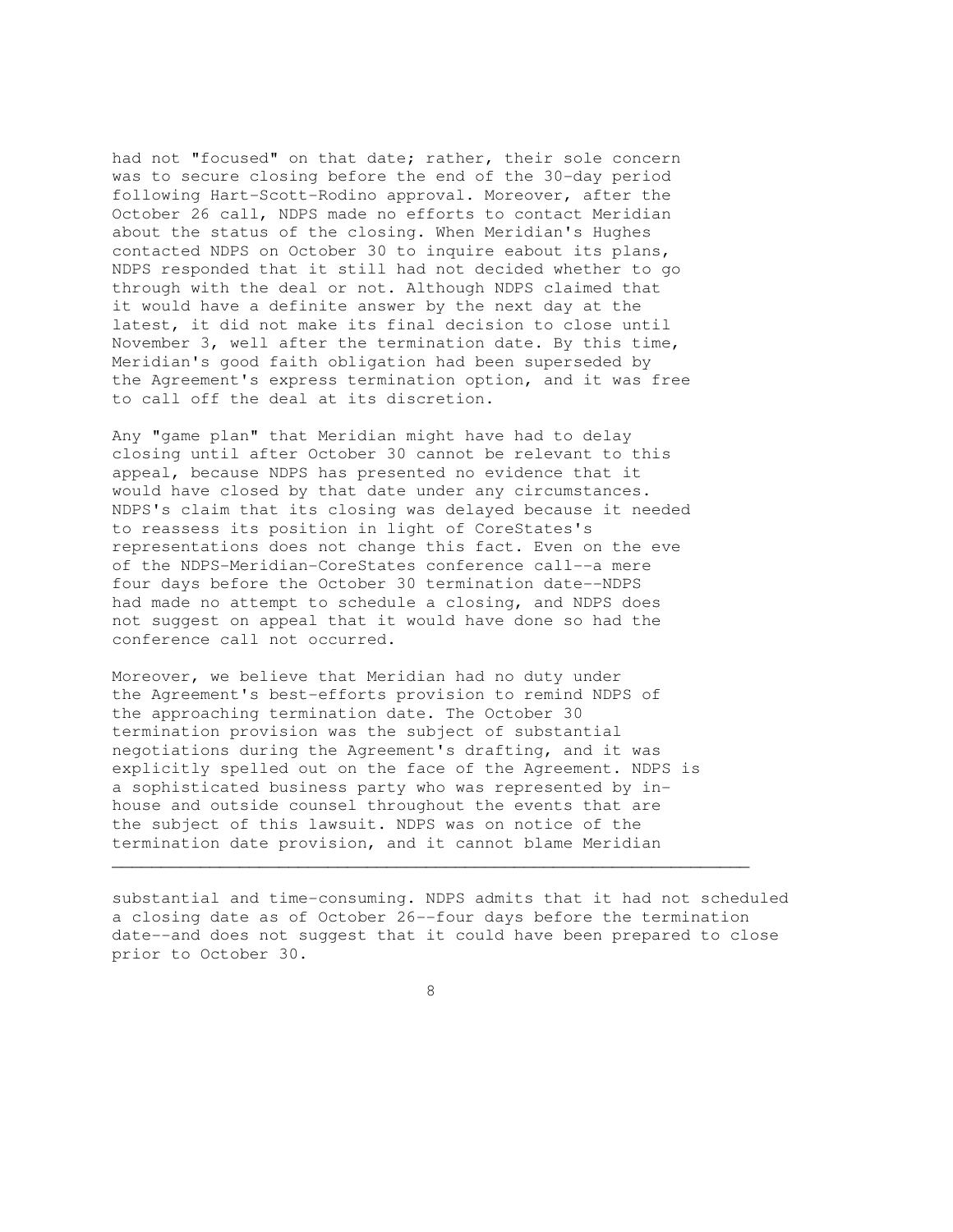had not "focused" on that date; rather, their sole concern was to secure closing before the end of the 30-day period following Hart-Scott-Rodino approval. Moreover, after the October 26 call, NDPS made no efforts to contact Meridian about the status of the closing. When Meridian's Hughes contacted NDPS on October 30 to inquire eabout its plans, NDPS responded that it still had not decided whether to go through with the deal or not. Although NDPS claimed that it would have a definite answer by the next day at the latest, it did not make its final decision to close until November 3, well after the termination date. By this time, Meridian's good faith obligation had been superseded by the Agreement's express termination option, and it was free to call off the deal at its discretion.

Any "game plan" that Meridian might have had to delay closing until after October 30 cannot be relevant to this appeal, because NDPS has presented no evidence that it would have closed by that date under any circumstances. NDPS's claim that its closing was delayed because it needed to reassess its position in light of CoreStates's representations does not change this fact. Even on the eve of the NDPS-Meridian-CoreStates conference call--a mere four days before the October 30 termination date--NDPS had made no attempt to schedule a closing, and NDPS does not suggest on appeal that it would have done so had the conference call not occurred.

Moreover, we believe that Meridian had no duty under the Agreement's best-efforts provision to remind NDPS of the approaching termination date. The October 30 termination provision was the subject of substantial negotiations during the Agreement's drafting, and it was explicitly spelled out on the face of the Agreement. NDPS is a sophisticated business party who was represented by in-house and outside counsel throughout the events that are the subject of this lawsuit. NDPS was on notice of the termination date provision, and it cannot blame Meridian

---

substantial and time-consuming. NDPS admits that it had not scheduled a closing date as of October 26--four days before the termination date--and does not suggest that it could have been prepared to close prior to October 30.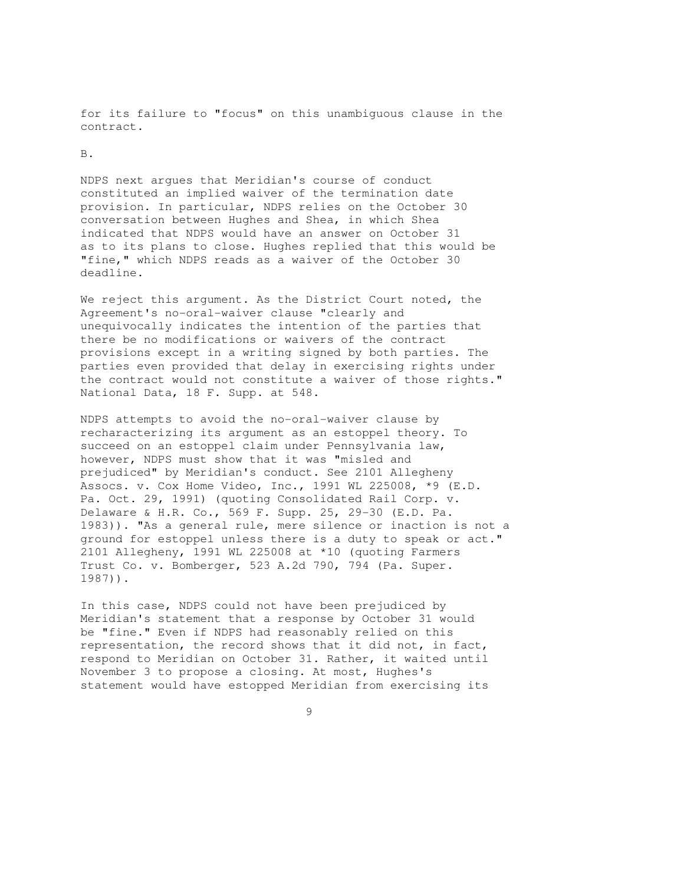for its failure to "focus" on this unambiguous clause in the contract.

B.

NDPS next argues that Meridian's course of conduct constituted an implied waiver of the termination date provision. In particular, NDPS relies on the October 30 conversation between Hughes and Shea, in which Shea indicated that NDPS would have an answer on October 31 as to its plans to close. Hughes replied that this would be "fine," which NDPS reads as a waiver of the October 30 deadline.

We reject this argument. As the District Court noted, the Agreement's no-oral-waiver clause "clearly and unequivocally indicates the intention of the parties that there be no modifications or waivers of the contract provisions except in a writing signed by both parties. The parties even provided that delay in exercising rights under the contract would not constitute a waiver of those rights." National Data, 18 F. Supp. at 548.

NDPS attempts to avoid the no-oral-waiver clause by recharacterizing its argument as an estoppel theory. To succeed on an estoppel claim under Pennsylvania law, however, NDPS must show that it was "misled and prejudiced" by Meridian's conduct. See 2101 Allegheny Assocs. v. Cox Home Video, Inc., 1991 WL 225008, *9 (E.D. Pa. Oct. 29, 1991) (quoting Consolidated Rail Corp. v. Delaware & H.R. Co., 569 F. Supp. 25, 29-30 (E.D. Pa. 1983)). "As a general rule, mere silence or inaction is not a ground for estoppel unless there is a duty to speak or act." 2101 Allegheny, 1991 WL 225008 at *10 (quoting Farmers Trust Co. v. Bomberger, 523 A.2d 790, 794 (Pa. Super. 1987)).

In this case, NDPS could not have been prejudiced by Meridian's statement that a response by October 31 would be "fine." Even if NDPS had reasonably relied on this representation, the record shows that it did not, in fact, respond to Meridian on October 31. Rather, it waited until November 3 to propose a closing. At most, Hughes's statement would have estopped Meridian from exercising its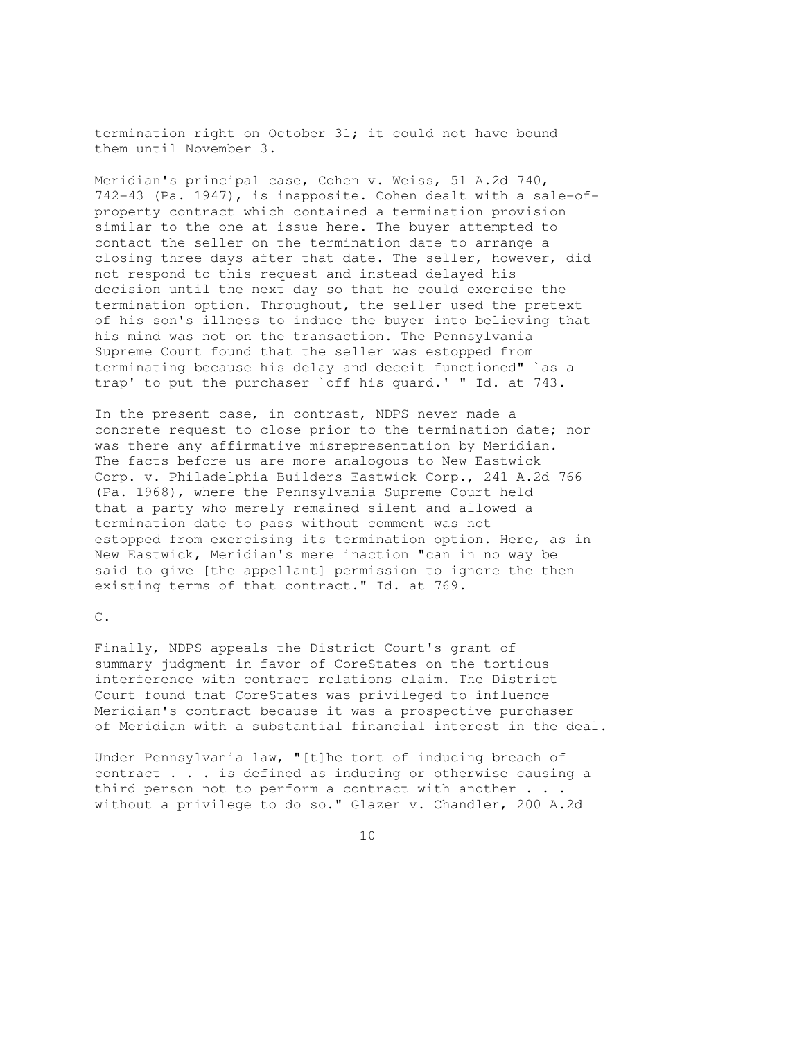termination right on October 31; it could not have bound them until November 3.

Meridian's principal case, Cohen v. Weiss, 51 A.2d 740, 742-43 (Pa. 1947), is inapposite. Cohen dealt with a sale-of-property contract which contained a termination provision similar to the one at issue here. The buyer attempted to contact the seller on the termination date to arrange a closing three days after that date. The seller, however, did not respond to this request and instead delayed his decision until the next day so that he could exercise the termination option. Throughout, the seller used the pretext of his son's illness to induce the buyer into believing that his mind was not on the transaction. The Pennsylvania Supreme Court found that the seller was estopped from terminating because his delay and deceit functioned" `as a trap' to put the purchaser `off his guard.' " Id. at 743.

In the present case, in contrast, NDPS never made a concrete request to close prior to the termination date; nor was there any affirmative misrepresentation by Meridian. The facts before us are more analogous to New Eastwick Corp. v. Philadelphia Builders Eastwick Corp., 241 A.2d 766 (Pa. 1968), where the Pennsylvania Supreme Court held that a party who merely remained silent and allowed a termination date to pass without comment was not estopped from exercising its termination option. Here, as in New Eastwick, Meridian's mere inaction "can in no way be said to give [the appellant] permission to ignore the then existing terms of that contract." Id. at 769.

C.

Finally, NDPS appeals the District Court's grant of summary judgment in favor of CoreStates on the tortious interference with contract relations claim. The District Court found that CoreStates was privileged to influence Meridian's contract because it was a prospective purchaser of Meridian with a substantial financial interest in the deal.

Under Pennsylvania law, "[t]he tort of inducing breach of contract . . . is defined as inducing or otherwise causing a third person not to perform a contract with another . . . without a privilege to do so." Glazer v. Chandler, 200 A.2d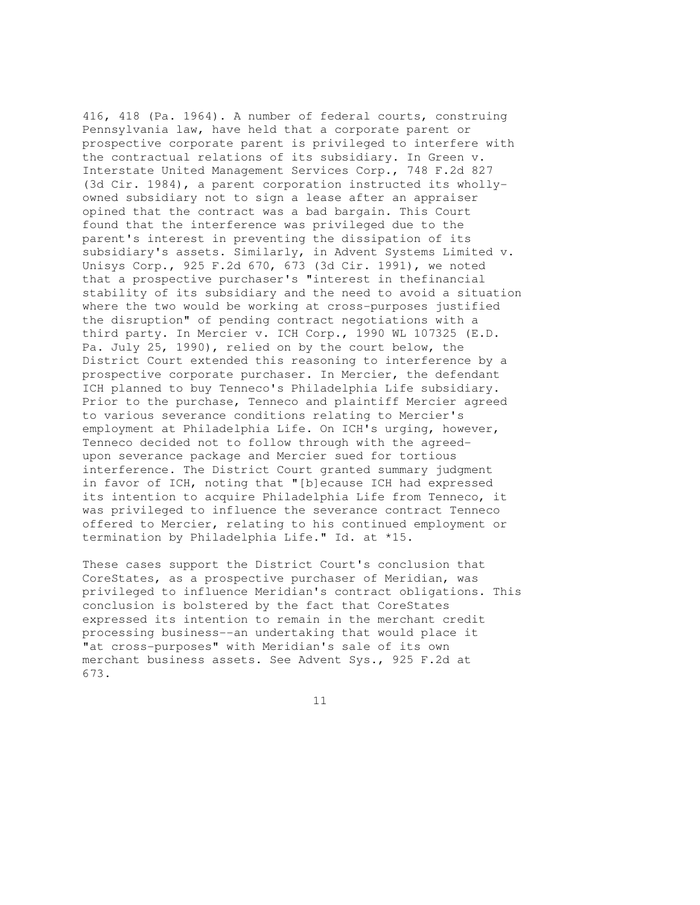416, 418 (Pa. 1964). A number of federal courts, construing Pennsylvania law, have held that a corporate parent or prospective corporate parent is privileged to interfere with the contractual relations of its subsidiary. In Green v. Interstate United Management Services Corp., 748 F.2d 827 (3d Cir. 1984), a parent corporation instructed its wholly-owned subsidiary not to sign a lease after an appraiser opined that the contract was a bad bargain. This Court found that the interference was privileged due to the parent's interest in preventing the dissipation of its subsidiary's assets. Similarly, in Advent Systems Limited v. Unisys Corp., 925 F.2d 670, 673 (3d Cir. 1991), we noted that a prospective purchaser's "interest in thefinancial stability of its subsidiary and the need to avoid a situation where the two would be working at cross-purposes justified the disruption" of pending contract negotiations with a third party. In Mercier v. ICH Corp., 1990 WL 107325 (E.D. Pa. July 25, 1990), relied on by the court below, the District Court extended this reasoning to interference by a prospective corporate purchaser. In Mercier, the defendant ICH planned to buy Tenneco's Philadelphia Life subsidiary. Prior to the purchase, Tenneco and plaintiff Mercier agreed to various severance conditions relating to Mercier's employment at Philadelphia Life. On ICH's urging, however, Tenneco decided not to follow through with the agreed-upon severance package and Mercier sued for tortious interference. The District Court granted summary judgment in favor of ICH, noting that "[b]ecause ICH had expressed its intention to acquire Philadelphia Life from Tenneco, it was privileged to influence the severance contract Tenneco offered to Mercier, relating to his continued employment or termination by Philadelphia Life." Id. at *15.

These cases support the District Court's conclusion that CoreStates, as a prospective purchaser of Meridian, was privileged to influence Meridian's contract obligations. This conclusion is bolstered by the fact that CoreStates expressed its intention to remain in the merchant credit processing business--an undertaking that would place it "at cross-purposes" with Meridian's sale of its own merchant business assets. See Advent Sys., 925 F.2d at 673.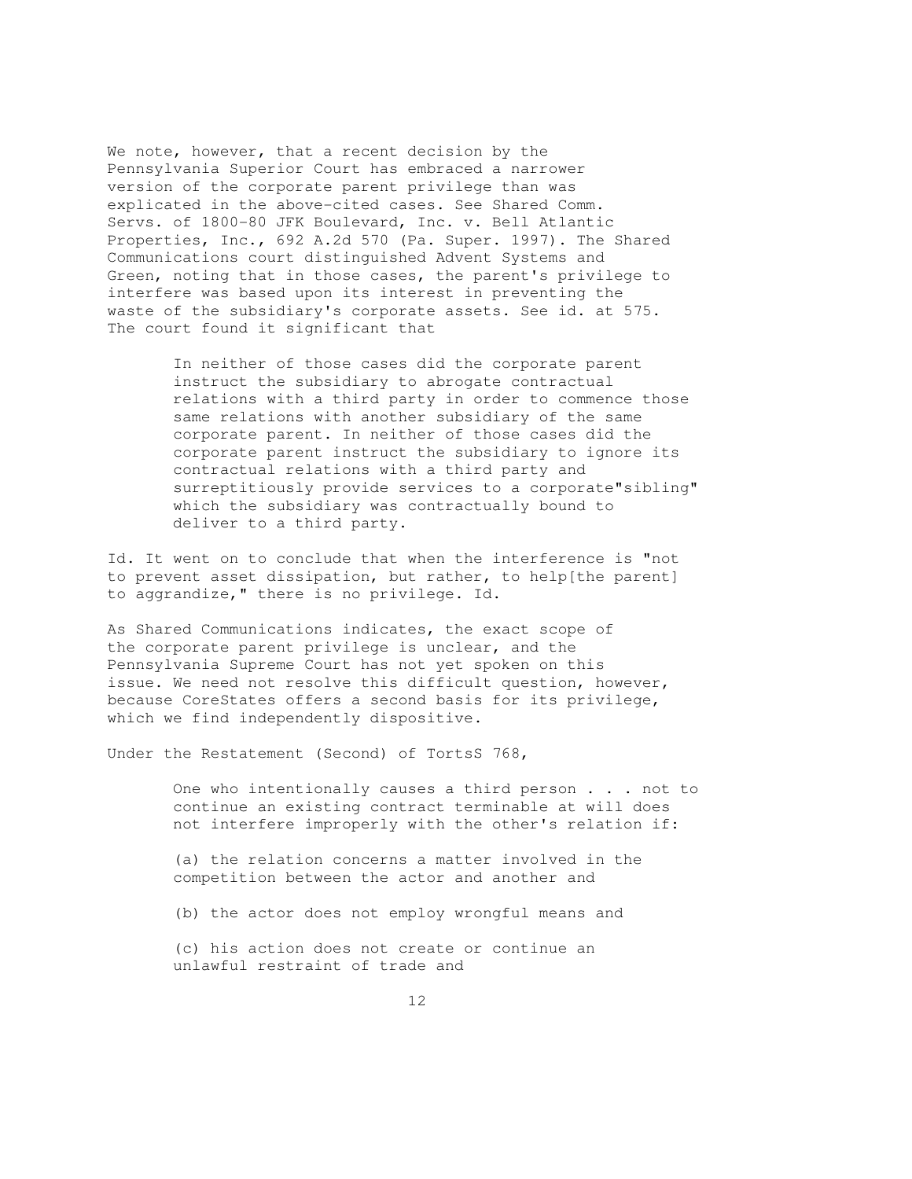We note, however, that a recent decision by the Pennsylvania Superior Court has embraced a narrower version of the corporate parent privilege than was explicated in the above-cited cases. See Shared Comm. Servs. of 1800-80 JFK Boulevard, Inc. v. Bell Atlantic Properties, Inc., 692 A.2d 570 (Pa. Super. 1997). The Shared Communications court distinguished Advent Systems and Green, noting that in those cases, the parent's privilege to interfere was based upon its interest in preventing the waste of the subsidiary's corporate assets. See id. at 575. The court found it significant that

> In neither of those cases did the corporate parent instruct the subsidiary to abrogate contractual relations with a third party in order to commence those same relations with another subsidiary of the same corporate parent. In neither of those cases did the corporate parent instruct the subsidiary to ignore its contractual relations with a third party and surreptitiously provide services to a corporate"sibling" which the subsidiary was contractually bound to deliver to a third party.

Id. It went on to conclude that when the interference is "not to prevent asset dissipation, but rather, to help[the parent] to aggrandize," there is no privilege. Id.

As Shared Communications indicates, the exact scope of the corporate parent privilege is unclear, and the Pennsylvania Supreme Court has not yet spoken on this issue. We need not resolve this difficult question, however, because CoreStates offers a second basis for its privilege, which we find independently dispositive.

Under the Restatement (Second) of TortsS 768,

> One who intentionally causes a third person . . . not to continue an existing contract terminable at will does not interfere improperly with the other's relation if:
>
> (a) the relation concerns a matter involved in the competition between the actor and another and
>
> (b) the actor does not employ wrongful means and
>
> (c) his action does not create or continue an unlawful restraint of trade and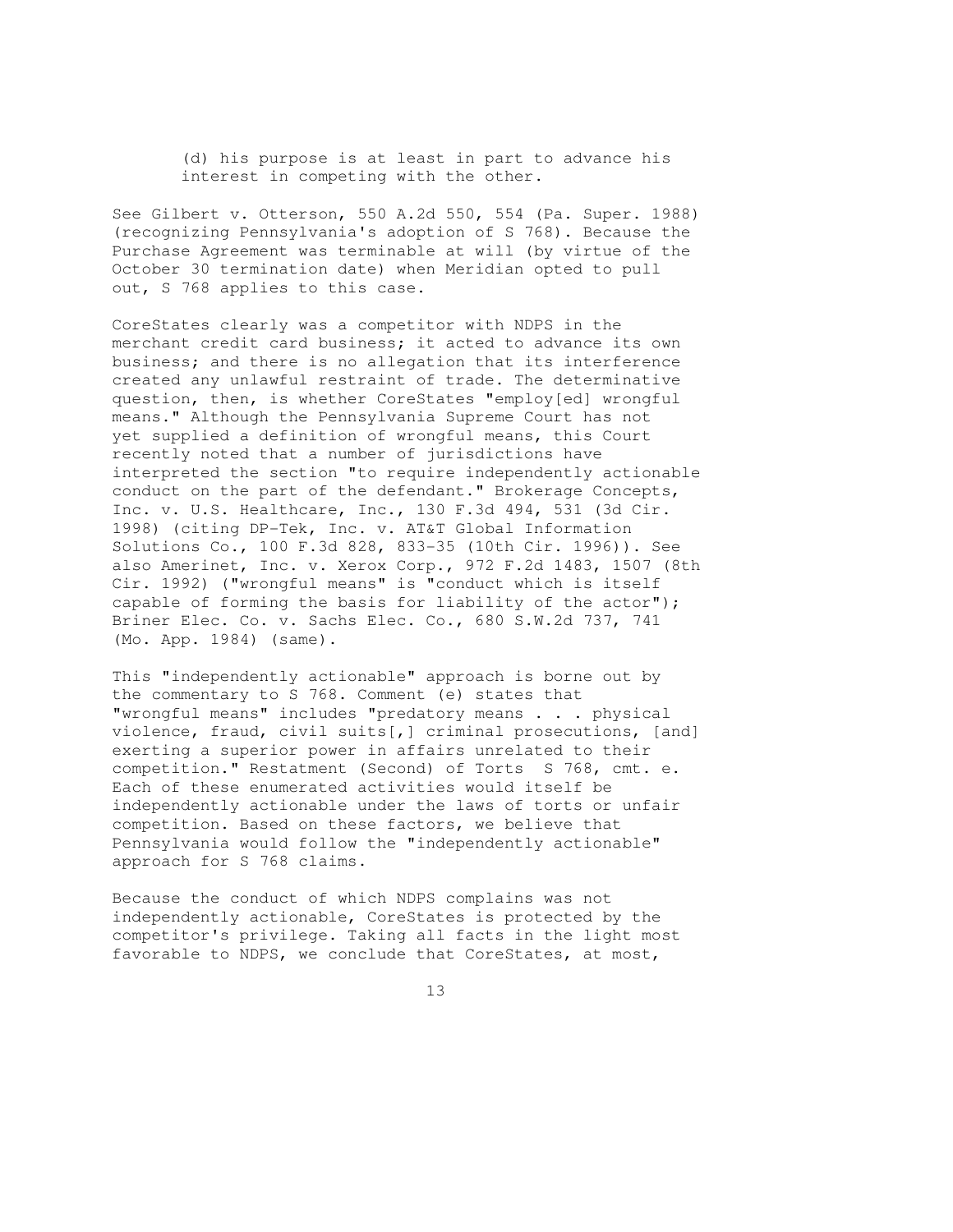(d) his purpose is at least in part to advance his interest in competing with the other.

See Gilbert v. Otterson, 550 A.2d 550, 554 (Pa. Super. 1988) (recognizing Pennsylvania's adoption of S 768). Because the Purchase Agreement was terminable at will (by virtue of the October 30 termination date) when Meridian opted to pull out, S 768 applies to this case.

CoreStates clearly was a competitor with NDPS in the merchant credit card business; it acted to advance its own business; and there is no allegation that its interference created any unlawful restraint of trade. The determinative question, then, is whether CoreStates "employ[ed] wrongful means." Although the Pennsylvania Supreme Court has not yet supplied a definition of wrongful means, this Court recently noted that a number of jurisdictions have interpreted the section "to require independently actionable conduct on the part of the defendant." Brokerage Concepts, Inc. v. U.S. Healthcare, Inc., 130 F.3d 494, 531 (3d Cir. 1998) (citing DP-Tek, Inc. v. AT&T Global Information Solutions Co., 100 F.3d 828, 833-35 (10th Cir. 1996)). See also Amerinet, Inc. v. Xerox Corp., 972 F.2d 1483, 1507 (8th Cir. 1992) ("wrongful means" is "conduct which is itself capable of forming the basis for liability of the actor"); Briner Elec. Co. v. Sachs Elec. Co., 680 S.W.2d 737, 741 (Mo. App. 1984) (same).

This "independently actionable" approach is borne out by the commentary to S 768. Comment (e) states that "wrongful means" includes "predatory means . . . physical violence, fraud, civil suits[,] criminal prosecutions, [and] exerting a superior power in affairs unrelated to their competition." Restatement (Second) of Torts S 768, cmt. e. Each of these enumerated activities would itself be independently actionable under the laws of torts or unfair competition. Based on these factors, we believe that Pennsylvania would follow the "independently actionable" approach for S 768 claims.

Because the conduct of which NDPS complains was not independently actionable, CoreStates is protected by the competitor's privilege. Taking all facts in the light most favorable to NDPS, we conclude that CoreStates, at most,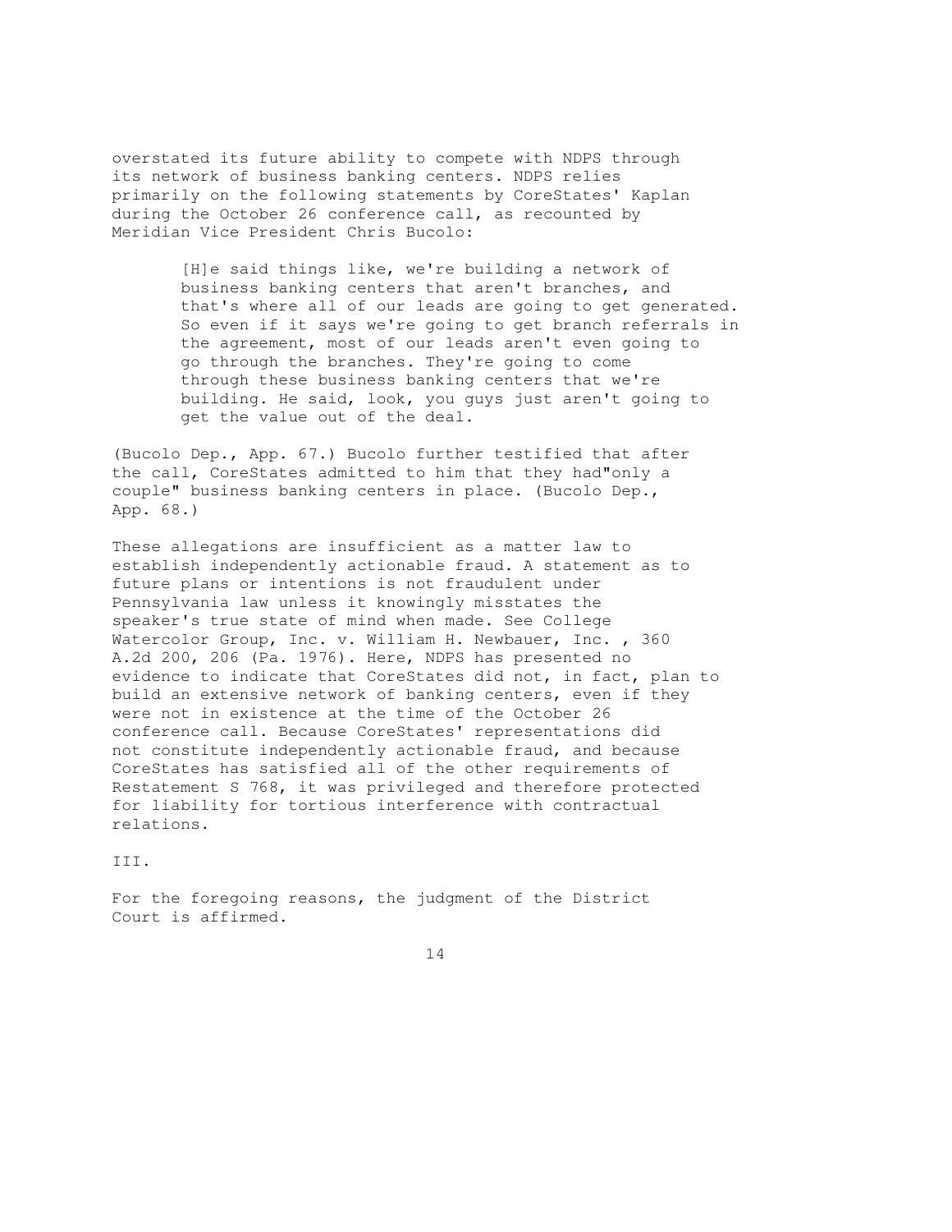overstated its future ability to compete with NDPS through its network of business banking centers. NDPS relies primarily on the following statements by CoreStates' Kaplan during the October 26 conference call, as recounted by Meridian Vice President Chris Bucolo:

> [H]e said things like, we're building a network of business banking centers that aren't branches, and that's where all of our leads are going to get generated. So even if it says we're going to get branch referrals in the agreement, most of our leads aren't even going to go through the branches. They're going to come through these business banking centers that we're building. He said, look, you guys just aren't going to get the value out of the deal.

(Bucolo Dep., App. 67.) Bucolo further testified that after the call, CoreStates admitted to him that they had"only a couple" business banking centers in place. (Bucolo Dep., App. 68.)

These allegations are insufficient as a matter law to establish independently actionable fraud. A statement as to future plans or intentions is not fraudulent under Pennsylvania law unless it knowingly misstates the speaker's true state of mind when made. See College Watercolor Group, Inc. v. William H. Newbauer, Inc. , 360 A.2d 200, 206 (Pa. 1976). Here, NDPS has presented no evidence to indicate that CoreStates did not, in fact, plan to build an extensive network of banking centers, even if they were not in existence at the time of the October 26 conference call. Because CoreStates' representations did not constitute independently actionable fraud, and because CoreStates has satisfied all of the other requirements of Restatement S 768, it was privileged and therefore protected for liability for tortious interference with contractual relations.

III.

For the foregoing reasons, the judgment of the District Court is affirmed.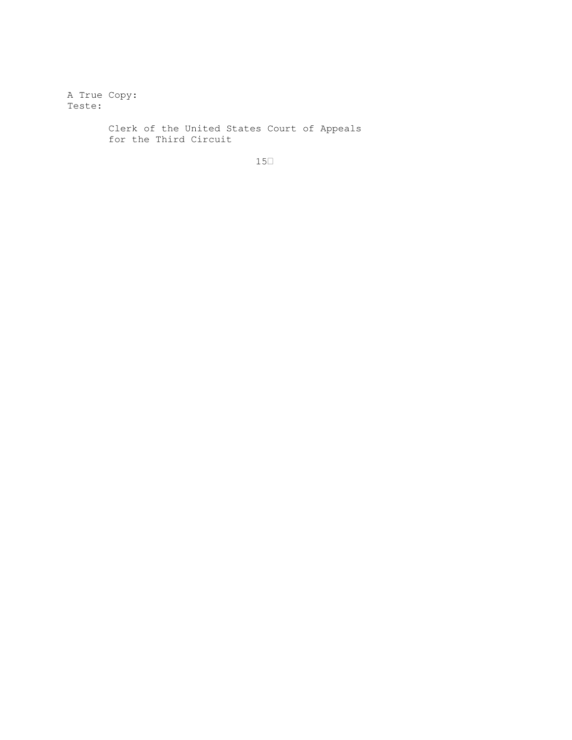A True Copy:
Teste:

Clerk of the United States Court of Appeals
for the Third Circuit